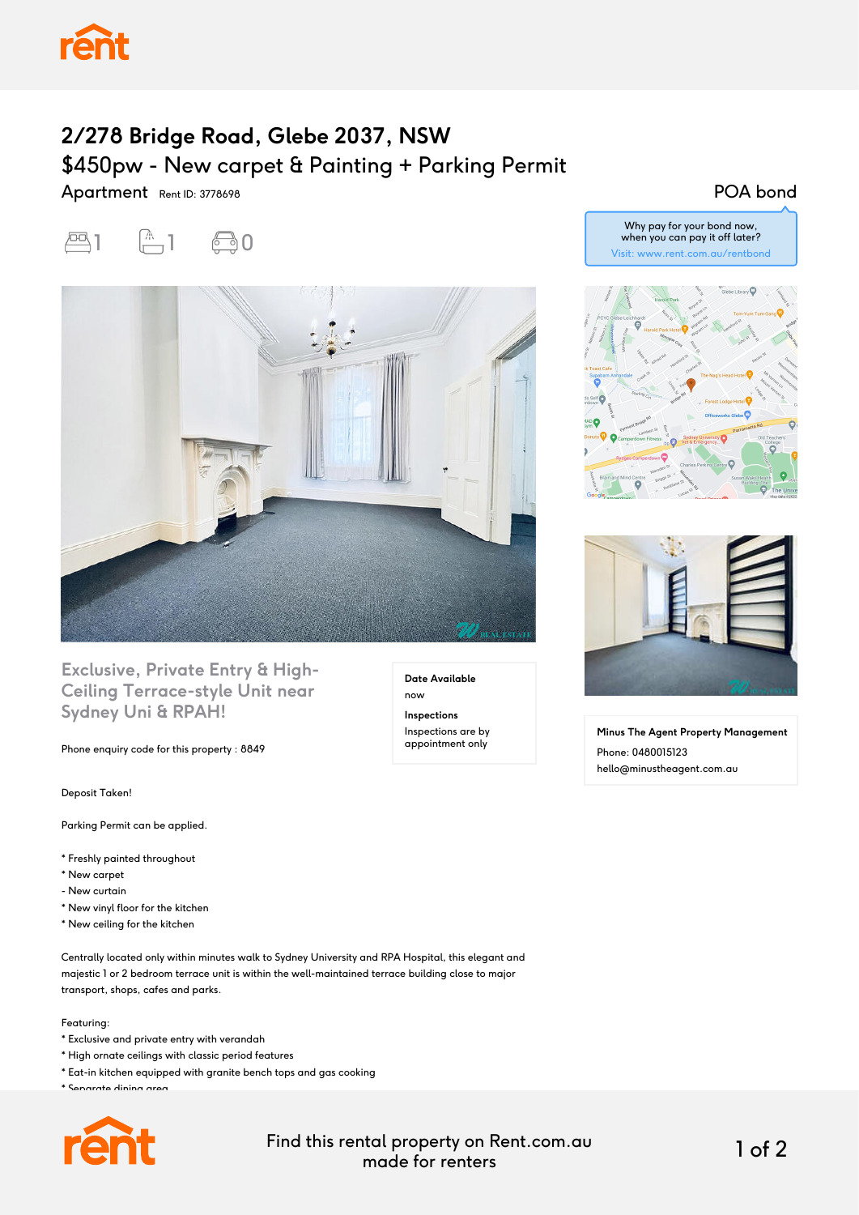# 2/278 Bridge Road, Glebe 2037, NSW

## $450pw - New carpet & Painting + Parking Permit

Apartment Rent ID: 3778698

POA bond

1 1 0

Why pay for your bond now, when you can pay it off later?
Visit: www.rent.com.au/rentbond

### Exclusive, Private Entry & High-Ceiling Terrace-style Unit near Sydney Uni & RPAH!

Phone enquiry code for this property : 8849

**Date Available**
now

**Inspections**
Inspections are by appointment only

**Minus The Agent Property Management**
Phone: 0480015123
hello@minustheagent.com.au

Deposit Taken!

Parking Permit can be applied.

* Freshly painted throughout
* New carpet
- New curtain
* New vinyl floor for the kitchen
* New ceiling for the kitchen

Centrally located only within minutes walk to Sydney University and RPA Hospital, this elegant and majestic 1 or 2 bedroom terrace unit is within the well-maintained terrace building close to major transport, shops, cafes and parks.

Featuring:
* Exclusive and private entry with verandah
* High ornate ceilings with classic period features
* Eat-in kitchen equipped with granite bench tops and gas cooking
* Separate dining area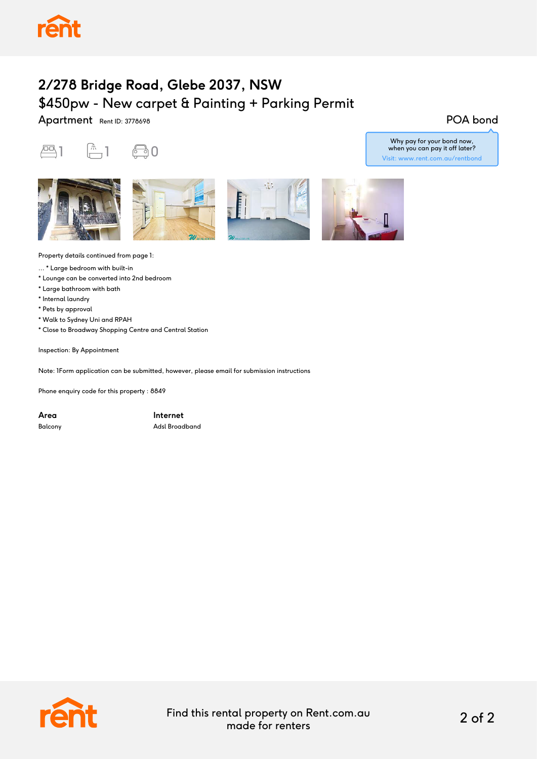# 2/278 Bridge Road, Glebe 2037, NSW

## $450pw - New carpet & Painting + Parking Permit

Apartment Rent ID: 3778698

POA bond

Why pay for your bond now, when you can pay it off later?
Visit: www.rent.com.au/rentbond

1 1 0

Property details continued from page 1:

... * Large bedroom with built-in
* Lounge can be converted into 2nd bedroom
* Large bathroom with bath
* Internal laundry
* Pets by approval
* Walk to Sydney Uni and RPAH
* Close to Broadway Shopping Centre and Central Station

Inspection: By Appointment

Note: 1Form application can be submitted, however, please email for submission instructions

Phone enquiry code for this property : 8849

| Area | Internet |
|---|---|
| Balcony | Adsl Broadband |

Find this rental property on Rent.com.au made for renters